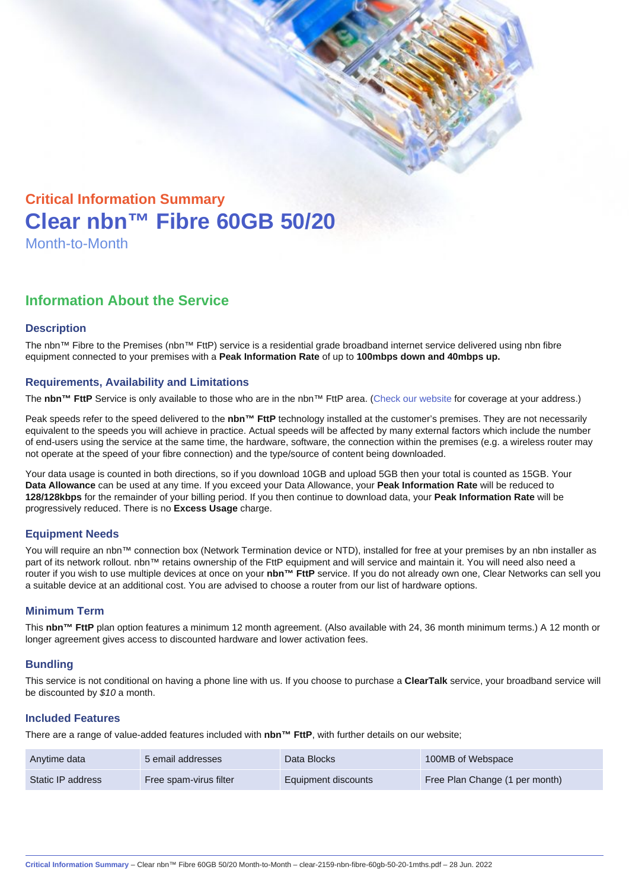Critical Information Summary

# Clear nbn™ Fibre 60GB 50/20

Month-to-Month

## Information About the Service

### Description

The nbn™ Fibre to the Premises (nbn™ FttP) service is a residential grade broadband internet service delivered using nbn fibre equipment connected to your premises with a **Peak Information Rate** of up to **100mbps down and 40mbps up.**

### Requirements, Availability and Limitations

The **nbn™ FttP** Service is only available to those who are in the nbn™ FttP area. (Check our website for coverage at your address.)

Peak speeds refer to the speed delivered to the **nbn™ FttP** technology installed at the customer's premises. They are not necessarily equivalent to the speeds you will achieve in practice. Actual speeds will be affected by many external factors which include the number of end-users using the service at the same time, the hardware, software, the connection within the premises (e.g. a wireless router may not operate at the speed of your fibre connection) and the type/source of content being downloaded.

Your data usage is counted in both directions, so if you download 10GB and upload 5GB then your total is counted as 15GB. Your **Data Allowance** can be used at any time. If you exceed your Data Allowance, your **Peak Information Rate** will be reduced to **128/128kbps** for the remainder of your billing period. If you then continue to download data, your **Peak Information Rate** will be progressively reduced. There is no **Excess Usage** charge.

### Equipment Needs

You will require an nbn™ connection box (Network Termination device or NTD), installed for free at your premises by an nbn installer as part of its network rollout. nbn™ retains ownership of the FttP equipment and will service and maintain it. You will need also need a router if you wish to use multiple devices at once on your **nbn™ FttP** service. If you do not already own one, Clear Networks can sell you a suitable device at an additional cost. You are advised to choose a router from our list of hardware options.

### Minimum Term

This **nbn™ FttP** plan option features a minimum 12 month agreement. (Also available with 24, 36 month minimum terms.) A 12 month or longer agreement gives access to discounted hardware and lower activation fees.

### Bundling

This service is not conditional on having a phone line with us. If you choose to purchase a **ClearTalk** service, your broadband service will be discounted by *$10* a month.

### Included Features

There are a range of value-added features included with **nbn™ FttP**, with further details on our website;

| | | | |
|---|---|---|---|
| Anytime data | 5 email addresses | Data Blocks | 100MB of Webspace |
| Static IP address | Free spam-virus filter | Equipment discounts | Free Plan Change (1 per month) |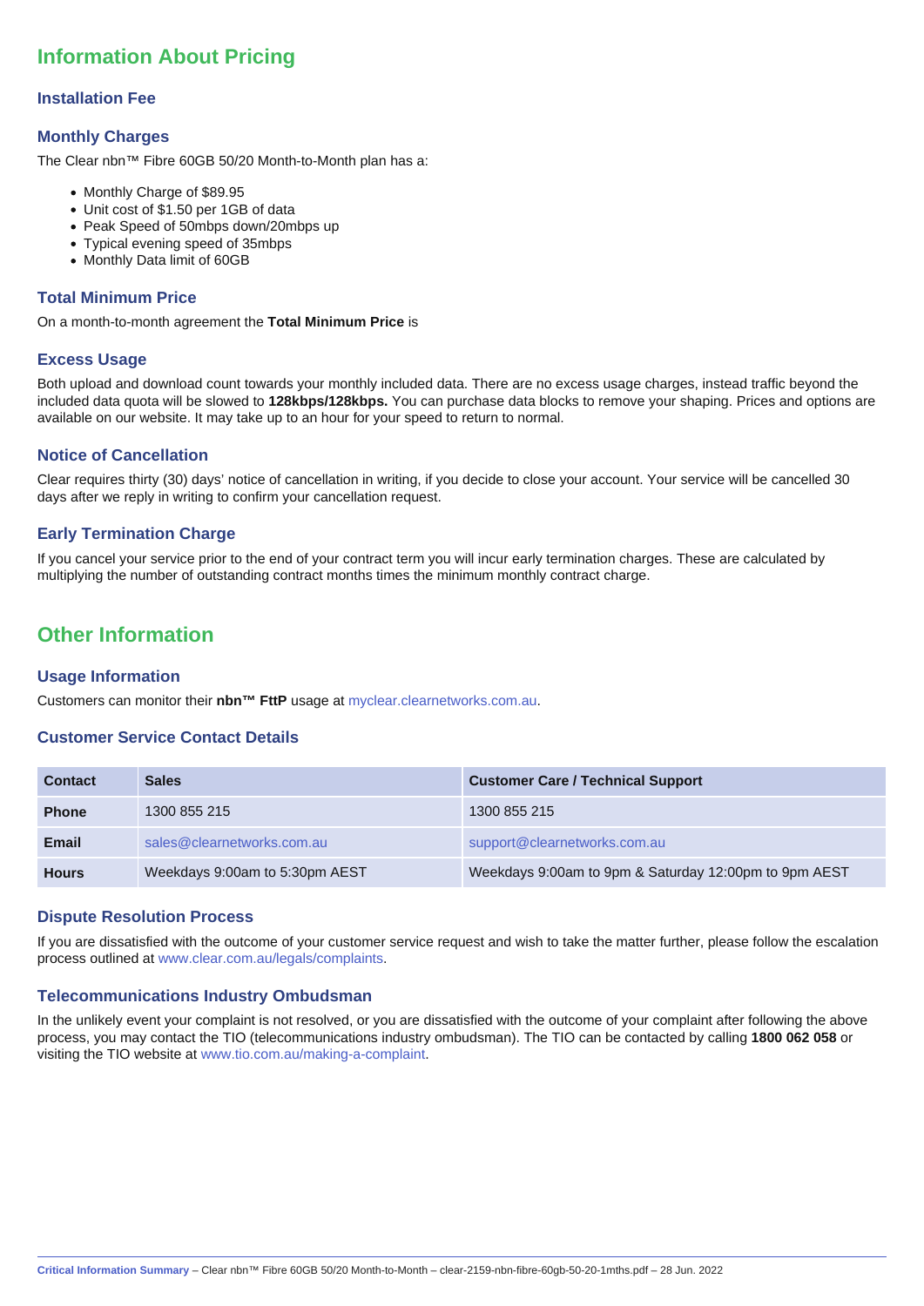## Information About Pricing

### Installation Fee

### Monthly Charges

The Clear nbn™ Fibre 60GB 50/20 Month-to-Month plan has a:

- Monthly Charge of $89.95
- Unit cost of $1.50 per 1GB of data
- Peak Speed of 50mbps down/20mbps up
- Typical evening speed of 35mbps
- Monthly Data limit of 60GB

### Total Minimum Price

On a month-to-month agreement the **Total Minimum Price** is

### Excess Usage

Both upload and download count towards your monthly included data. There are no excess usage charges, instead traffic beyond the included data quota will be slowed to **128kbps/128kbps.** You can purchase data blocks to remove your shaping. Prices and options are available on our website. It may take up to an hour for your speed to return to normal.

### Notice of Cancellation

Clear requires thirty (30) days' notice of cancellation in writing, if you decide to close your account. Your service will be cancelled 30 days after we reply in writing to confirm your cancellation request.

### Early Termination Charge

If you cancel your service prior to the end of your contract term you will incur early termination charges. These are calculated by multiplying the number of outstanding contract months times the minimum monthly contract charge.

## Other Information

### Usage Information

Customers can monitor their **nbn™ FttP** usage at myclear.clearnetworks.com.au.

### Customer Service Contact Details

| Contact | Sales | Customer Care / Technical Support |
|---|---|---|
| **Phone** | 1300 855 215 | 1300 855 215 |
| **Email** | sales@clearnetworks.com.au | support@clearnetworks.com.au |
| **Hours** | Weekdays 9:00am to 5:30pm AEST | Weekdays 9:00am to 9pm & Saturday 12:00pm to 9pm AEST |

### Dispute Resolution Process

If you are dissatisfied with the outcome of your customer service request and wish to take the matter further, please follow the escalation process outlined at www.clear.com.au/legals/complaints.

### Telecommunications Industry Ombudsman

In the unlikely event your complaint is not resolved, or you are dissatisfied with the outcome of your complaint after following the above process, you may contact the TIO (telecommunications industry ombudsman). The TIO can be contacted by calling **1800 062 058** or visiting the TIO website at www.tio.com.au/making-a-complaint.